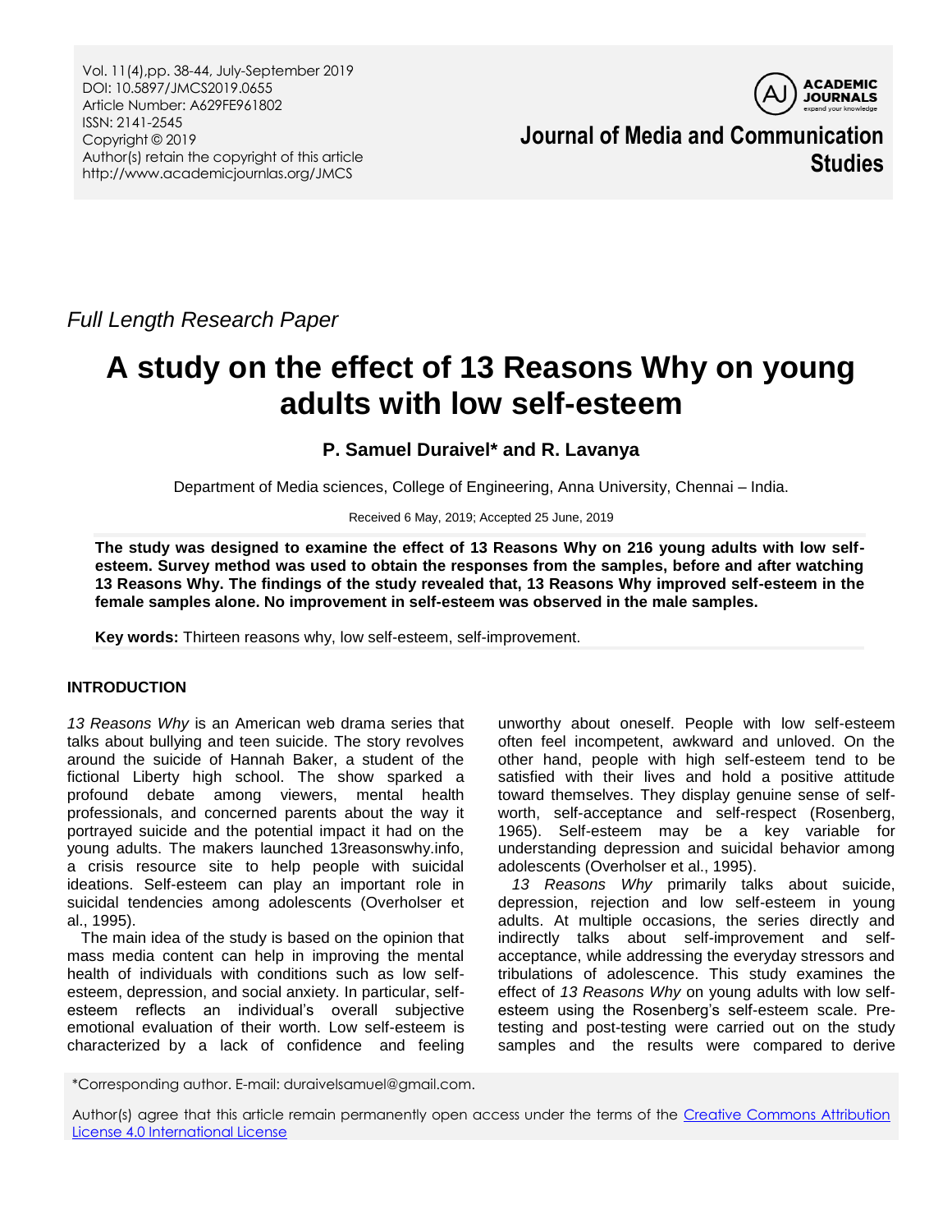Vol. 11(4),pp. 38-44, July-September 2019
DOI: 10.5897/JMCS2019.0655
Article Number: A629FE961802
ISSN: 2141-2545
Copyright © 2019
Author(s) retain the copyright of this article
http://www.academicjournlas.org/JMCS

**Journal of Media and Communication Studies**

*Full Length Research Paper*

# A study on the effect of 13 Reasons Why on young adults with low self-esteem

**P. Samuel Duraivel\* and R. Lavanya**

Department of Media sciences, College of Engineering, Anna University, Chennai – India.

Received 6 May, 2019; Accepted 25 June, 2019

**The study was designed to examine the effect of 13 Reasons Why on 216 young adults with low self-esteem. Survey method was used to obtain the responses from the samples, before and after watching 13 Reasons Why. The findings of the study revealed that, 13 Reasons Why improved self-esteem in the female samples alone. No improvement in self-esteem was observed in the male samples.**

**Key words:** Thirteen reasons why, low self-esteem, self-improvement.

## INTRODUCTION

*13 Reasons Why* is an American web drama series that talks about bullying and teen suicide. The story revolves around the suicide of Hannah Baker, a student of the fictional Liberty high school. The show sparked a profound debate among viewers, mental health professionals, and concerned parents about the way it portrayed suicide and the potential impact it had on the young adults. The makers launched 13reasonswhy.info, a crisis resource site to help people with suicidal ideations. Self-esteem can play an important role in suicidal tendencies among adolescents (Overholser et al., 1995).

The main idea of the study is based on the opinion that mass media content can help in improving the mental health of individuals with conditions such as low self-esteem, depression, and social anxiety. In particular, self-esteem reflects an individual's overall subjective emotional evaluation of their worth. Low self-esteem is characterized by a lack of confidence and feeling unworthy about oneself. People with low self-esteem often feel incompetent, awkward and unloved. On the other hand, people with high self-esteem tend to be satisfied with their lives and hold a positive attitude toward themselves. They display genuine sense of self-worth, self-acceptance and self-respect (Rosenberg, 1965). Self-esteem may be a key variable for understanding depression and suicidal behavior among adolescents (Overholser et al., 1995).

*13 Reasons Why* primarily talks about suicide, depression, rejection and low self-esteem in young adults. At multiple occasions, the series directly and indirectly talks about self-improvement and self-acceptance, while addressing the everyday stressors and tribulations of adolescence. This study examines the effect of *13 Reasons Why* on young adults with low self-esteem using the Rosenberg's self-esteem scale. Pre-testing and post-testing were carried out on the study samples and the results were compared to derive

\*Corresponding author. E-mail: duraivelsamuel@gmail.com.

Author(s) agree that this article remain permanently open access under the terms of the Creative Commons Attribution License 4.0 International License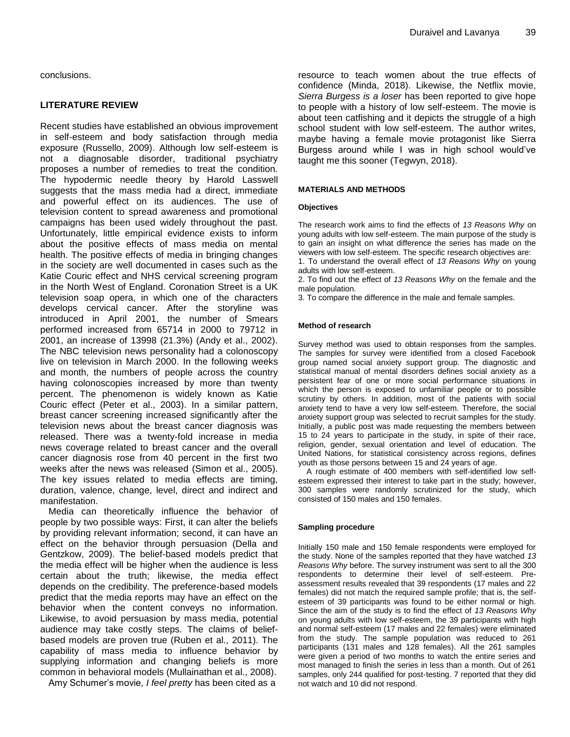conclusions.

## LITERATURE REVIEW

Recent studies have established an obvious improvement in self-esteem and body satisfaction through media exposure (Russello, 2009). Although low self-esteem is not a diagnosable disorder, traditional psychiatry proposes a number of remedies to treat the condition. The hypodermic needle theory by Harold Lasswell suggests that the mass media had a direct, immediate and powerful effect on its audiences. The use of television content to spread awareness and promotional campaigns has been used widely throughout the past. Unfortunately, little empirical evidence exists to inform about the positive effects of mass media on mental health. The positive effects of media in bringing changes in the society are well documented in cases such as the Katie Couric effect and NHS cervical screening program in the North West of England. Coronation Street is a UK television soap opera, in which one of the characters develops cervical cancer. After the storyline was introduced in April 2001, the number of Smears performed increased from 65714 in 2000 to 79712 in 2001, an increase of 13998 (21.3%) (Andy et al., 2002). The NBC television news personality had a colonoscopy live on television in March 2000. In the following weeks and month, the numbers of people across the country having colonoscopies increased by more than twenty percent. The phenomenon is widely known as Katie Couric effect (Peter et al., 2003). In a similar pattern, breast cancer screening increased significantly after the television news about the breast cancer diagnosis was released. There was a twenty-fold increase in media news coverage related to breast cancer and the overall cancer diagnosis rose from 40 percent in the first two weeks after the news was released (Simon et al., 2005). The key issues related to media effects are timing, duration, valence, change, level, direct and indirect and manifestation.

Media can theoretically influence the behavior of people by two possible ways: First, it can alter the beliefs by providing relevant information; second, it can have an effect on the behavior through persuasion (Della and Gentzkow, 2009). The belief-based models predict that the media effect will be higher when the audience is less certain about the truth; likewise, the media effect depends on the credibility. The preference-based models predict that the media reports may have an effect on the behavior when the content conveys no information. Likewise, to avoid persuasion by mass media, potential audience may take costly steps. The claims of belief-based models are proven true (Ruben et al., 2011). The capability of mass media to influence behavior by supplying information and changing beliefs is more common in behavioral models (Mullainathan et al., 2008).

Amy Schumer's movie, *I feel pretty* has been cited as a resource to teach women about the true effects of confidence (Minda, 2018). Likewise, the Netflix movie, *Sierra Burgess is a loser* has been reported to give hope to people with a history of low self-esteem. The movie is about teen catfishing and it depicts the struggle of a high school student with low self-esteem. The author writes, maybe having a female movie protagonist like Sierra Burgess around while I was in high school would've taught me this sooner (Tegwyn, 2018).

## MATERIALS AND METHODS

### Objectives

The research work aims to find the effects of *13 Reasons Why* on young adults with low self-esteem. The main purpose of the study is to gain an insight on what difference the series has made on the viewers with low self-esteem. The specific research objectives are:

1. To understand the overall effect of *13 Reasons Why* on young adults with low self-esteem.
2. To find out the effect of *13 Reasons Why* on the female and the male population.
3. To compare the difference in the male and female samples.

### Method of research

Survey method was used to obtain responses from the samples. The samples for survey were identified from a closed Facebook group named social anxiety support group. The diagnostic and statistical manual of mental disorders defines social anxiety as a persistent fear of one or more social performance situations in which the person is exposed to unfamiliar people or to possible scrutiny by others. In addition, most of the patients with social anxiety tend to have a very low self-esteem. Therefore, the social anxiety support group was selected to recruit samples for the study. Initially, a public post was made requesting the members between 15 to 24 years to participate in the study, in spite of their race, religion, gender, sexual orientation and level of education. The United Nations, for statistical consistency across regions, defines youth as those persons between 15 and 24 years of age.

A rough estimate of 400 members with self-identified low self-esteem expressed their interest to take part in the study; however, 300 samples were randomly scrutinized for the study, which consisted of 150 males and 150 females.

### Sampling procedure

Initially 150 male and 150 female respondents were employed for the study. None of the samples reported that they have watched *13 Reasons Why* before. The survey instrument was sent to all the 300 respondents to determine their level of self-esteem. Pre-assessment results revealed that 39 respondents (17 males and 22 females) did not match the required sample profile; that is, the self-esteem of 39 participants was found to be either normal or high. Since the aim of the study is to find the effect of *13 Reasons Why* on young adults with low self-esteem, the 39 participants with high and normal self-esteem (17 males and 22 females) were eliminated from the study. The sample population was reduced to 261 participants (131 males and 128 females). All the 261 samples were given a period of two months to watch the entire series and most managed to finish the series in less than a month. Out of 261 samples, only 244 qualified for post-testing. 7 reported that they did not watch and 10 did not respond.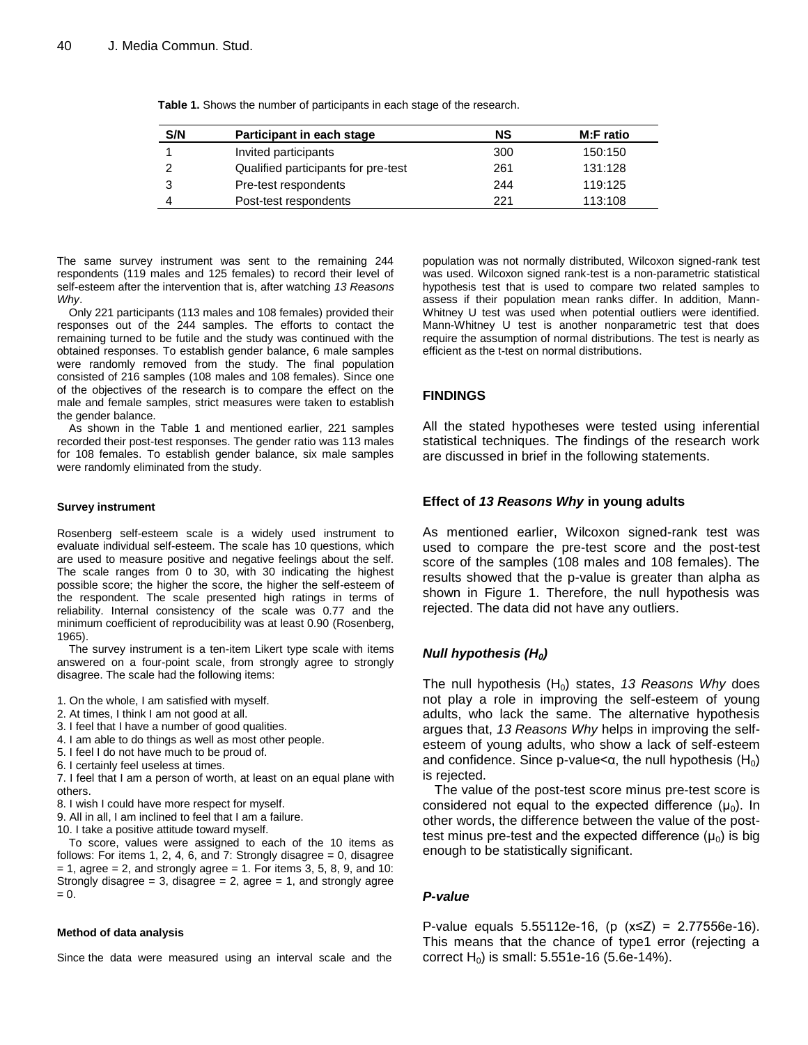**Table 1.** Shows the number of participants in each stage of the research.

| S/N | Participant in each stage | NS | M:F ratio |
|---|---|---|---|
| 1 | Invited participants | 300 | 150:150 |
| 2 | Qualified participants for pre-test | 261 | 131:128 |
| 3 | Pre-test respondents | 244 | 119:125 |
| 4 | Post-test respondents | 221 | 113:108 |

The same survey instrument was sent to the remaining 244 respondents (119 males and 125 females) to record their level of self-esteem after the intervention that is, after watching *13 Reasons Why*.

Only 221 participants (113 males and 108 females) provided their responses out of the 244 samples. The efforts to contact the remaining turned to be futile and the study was continued with the obtained responses. To establish gender balance, 6 male samples were randomly removed from the study. The final population consisted of 216 samples (108 males and 108 females). Since one of the objectives of the research is to compare the effect on the male and female samples, strict measures were taken to establish the gender balance.

As shown in the Table 1 and mentioned earlier, 221 samples recorded their post-test responses. The gender ratio was 113 males for 108 females. To establish gender balance, six male samples were randomly eliminated from the study.

#### Survey instrument

Rosenberg self-esteem scale is a widely used instrument to evaluate individual self-esteem. The scale has 10 questions, which are used to measure positive and negative feelings about the self. The scale ranges from 0 to 30, with 30 indicating the highest possible score; the higher the score, the higher the self-esteem of the respondent. The scale presented high ratings in terms of reliability. Internal consistency of the scale was 0.77 and the minimum coefficient of reproducibility was at least 0.90 (Rosenberg, 1965).

The survey instrument is a ten-item Likert type scale with items answered on a four-point scale, from strongly agree to strongly disagree. The scale had the following items:

1. On the whole, I am satisfied with myself.
2. At times, I think I am not good at all.
3. I feel that I have a number of good qualities.
4. I am able to do things as well as most other people.
5. I feel I do not have much to be proud of.
6. I certainly feel useless at times.
7. I feel that I am a person of worth, at least on an equal plane with others.
8. I wish I could have more respect for myself.
9. All in all, I am inclined to feel that I am a failure.
10. I take a positive attitude toward myself.

To score, values were assigned to each of the 10 items as follows: For items 1, 2, 4, 6, and 7: Strongly disagree = 0, disagree = 1, agree = 2, and strongly agree = 1. For items 3, 5, 8, 9, and 10: Strongly disagree = 3, disagree = 2, agree = 1, and strongly agree = 0.

#### Method of data analysis

Since the data were measured using an interval scale and the population was not normally distributed, Wilcoxon signed-rank test was used. Wilcoxon signed rank-test is a non-parametric statistical hypothesis test that is used to compare two related samples to assess if their population mean ranks differ. In addition, Mann-Whitney U test was used when potential outliers were identified. Mann-Whitney U test is another nonparametric test that does require the assumption of normal distributions. The test is nearly as efficient as the t-test on normal distributions.

## FINDINGS

All the stated hypotheses were tested using inferential statistical techniques. The findings of the research work are discussed in brief in the following statements.

### Effect of *13 Reasons Why* in young adults

As mentioned earlier, Wilcoxon signed-rank test was used to compare the pre-test score and the post-test score of the samples (108 males and 108 females). The results showed that the p-value is greater than alpha as shown in Figure 1. Therefore, the null hypothesis was rejected. The data did not have any outliers.

### *Null hypothesis ($H_0$)*

The null hypothesis ($H_0$) states, *13 Reasons Why* does not play a role in improving the self-esteem of young adults, who lack the same. The alternative hypothesis argues that, *13 Reasons Why* helps in improving the self-esteem of young adults, who show a lack of self-esteem and confidence. Since p-value<$\alpha$, the null hypothesis ($H_0$) is rejected.

The value of the post-test score minus pre-test score is considered not equal to the expected difference ($\mu_0$). In other words, the difference between the value of the post-test minus pre-test and the expected difference ($\mu_0$) is big enough to be statistically significant.

### *P-value*

P-value equals 5.55112e-16, (p ($x \leq Z$) = 2.77556e-16). This means that the chance of type1 error (rejecting a correct $H_0$) is small: 5.551e-16 (5.6e-14%).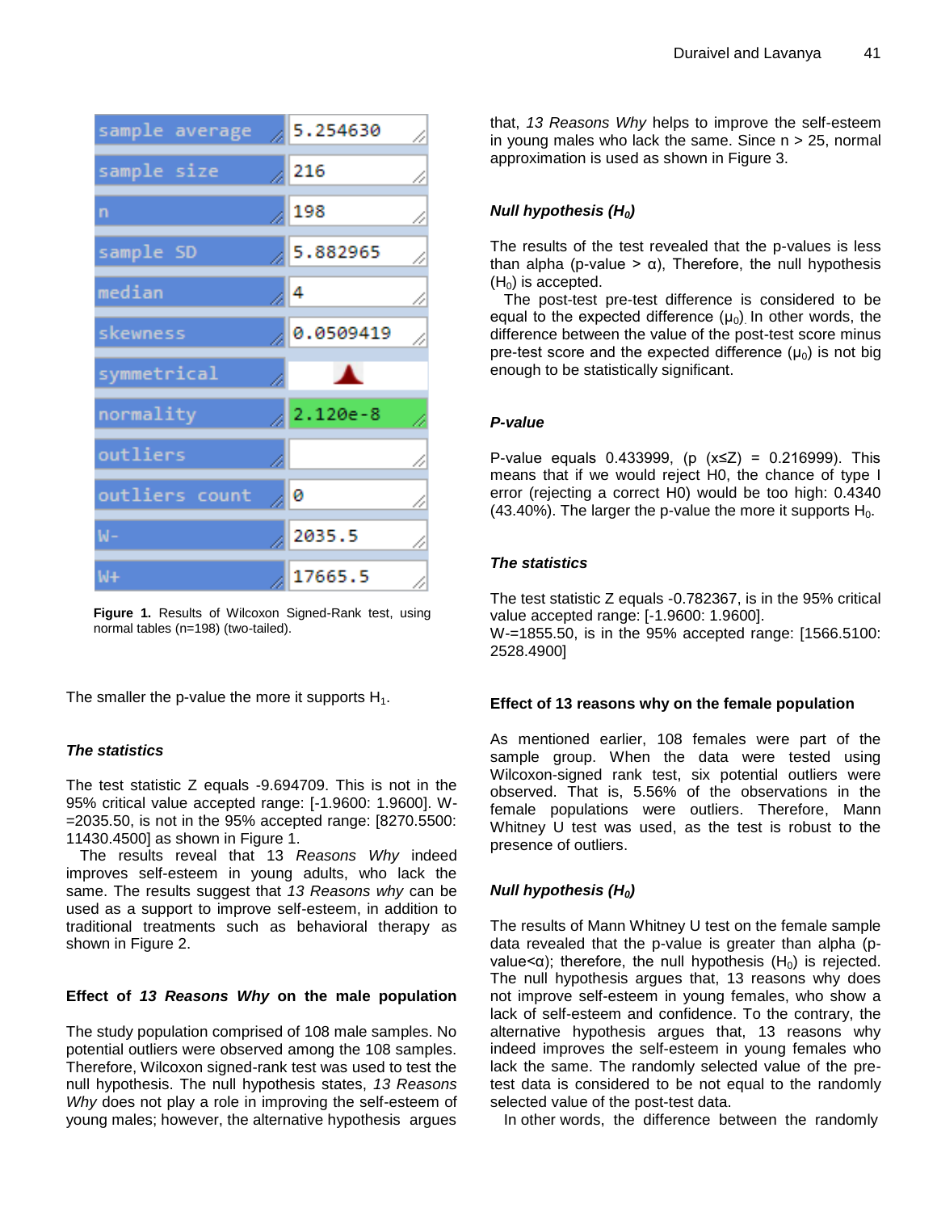| sample average | 5.254630 |
| --- | --- |
| sample size | 216 |
| n | 198 |
| sample SD | 5.882965 |
| median | 4 |
| skewness | 0.0509419 |
| symmetrical | ▲ |
| normality | 2.120e-8 |
| outliers | |
| outliers count | 0 |
| W- | 2035.5 |
| W+ | 17665.5 |

**Figure 1.** Results of Wilcoxon Signed-Rank test, using normal tables (n=198) (two-tailed).

The smaller the p-value the more it supports $H_1$.

### *The statistics*

The test statistic Z equals -9.694709. This is not in the 95% critical value accepted range: [-1.9600: 1.9600]. W-=2035.50, is not in the 95% accepted range: [8270.5500: 11430.4500] as shown in Figure 1.

The results reveal that 13 *Reasons Why* indeed improves self-esteem in young adults, who lack the same. The results suggest that *13 Reasons why* can be used as a support to improve self-esteem, in addition to traditional treatments such as behavioral therapy as shown in Figure 2.

## Effect of *13 Reasons Why* on the male population

The study population comprised of 108 male samples. No potential outliers were observed among the 108 samples. Therefore, Wilcoxon signed-rank test was used to test the null hypothesis. The null hypothesis states, *13 Reasons Why* does not play a role in improving the self-esteem of young males; however, the alternative hypothesis argues that, *13 Reasons Why* helps to improve the self-esteem in young males who lack the same. Since n > 25, normal approximation is used as shown in Figure 3.

### *Null hypothesis ($H_0$)*

The results of the test revealed that the p-values is less than alpha (p-value > α), Therefore, the null hypothesis ($H_0$) is accepted.

The post-test pre-test difference is considered to be equal to the expected difference ($\mu_0$). In other words, the difference between the value of the post-test score minus pre-test score and the expected difference ($\mu_0$) is not big enough to be statistically significant.

### *P-value*

P-value equals 0.433999, (p (x≤Z) = 0.216999). This means that if we would reject H0, the chance of type I error (rejecting a correct H0) would be too high: 0.4340 (43.40%). The larger the p-value the more it supports $H_0$.

### *The statistics*

The test statistic Z equals -0.782367, is in the 95% critical value accepted range: [-1.9600: 1.9600].
W-=1855.50, is in the 95% accepted range: [1566.5100: 2528.4900]

## Effect of 13 reasons why on the female population

As mentioned earlier, 108 females were part of the sample group. When the data were tested using Wilcoxon-signed rank test, six potential outliers were observed. That is, 5.56% of the observations in the female populations were outliers. Therefore, Mann Whitney U test was used, as the test is robust to the presence of outliers.

### *Null hypothesis ($H_0$)*

The results of Mann Whitney U test on the female sample data revealed that the p-value is greater than alpha (p-value<α); therefore, the null hypothesis ($H_0$) is rejected. The null hypothesis argues that, 13 reasons why does not improve self-esteem in young females, who show a lack of self-esteem and confidence. To the contrary, the alternative hypothesis argues that, 13 reasons why indeed improves the self-esteem in young females who lack the same. The randomly selected value of the pre-test data is considered to be not equal to the randomly selected value of the post-test data.

In other words, the difference between the randomly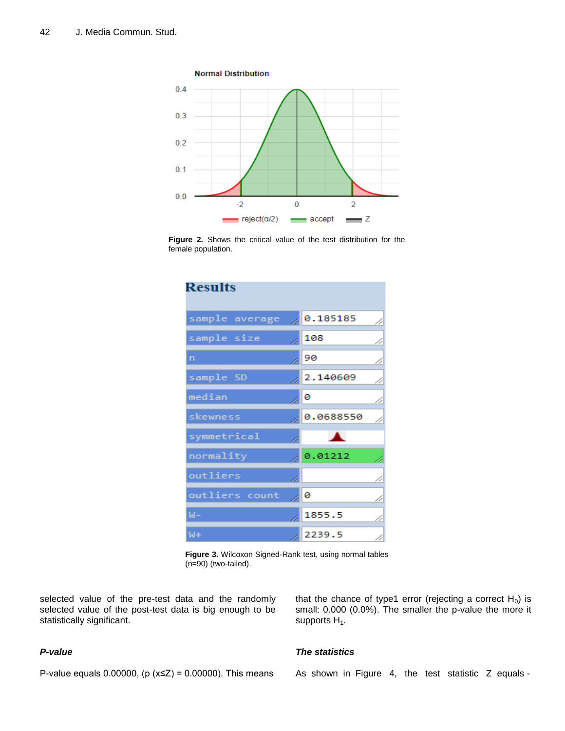Figure 2. Shows the critical value of the test distribution for the female population.

| Results | |
|---|---|
| sample average | 0.185185 |
| sample size | 108 |
| n | 90 |
| sample SD | 2.140609 |
| median | 0 |
| skewness | 0.0688550 |
| symmetrical | |
| normality | 0.01212 |
| outliers | |
| outliers count | 0 |
| W- | 1855.5 |
| W+ | 2239.5 |

**Figure 3.** Wilcoxon Signed-Rank test, using normal tables (n=90) (two-tailed).

selected value of the pre-test data and the randomly selected value of the post-test data is big enough to be statistically significant.

***P-value***

P-value equals 0.00000, ($p(x \leq Z) = 0.00000$). This means that the chance of type1 error (rejecting a correct $H_0$) is small: 0.000 (0.0%). The smaller the p-value the more it supports $H_1$.

***The statistics***

As shown in Figure 4, the test statistic Z equals -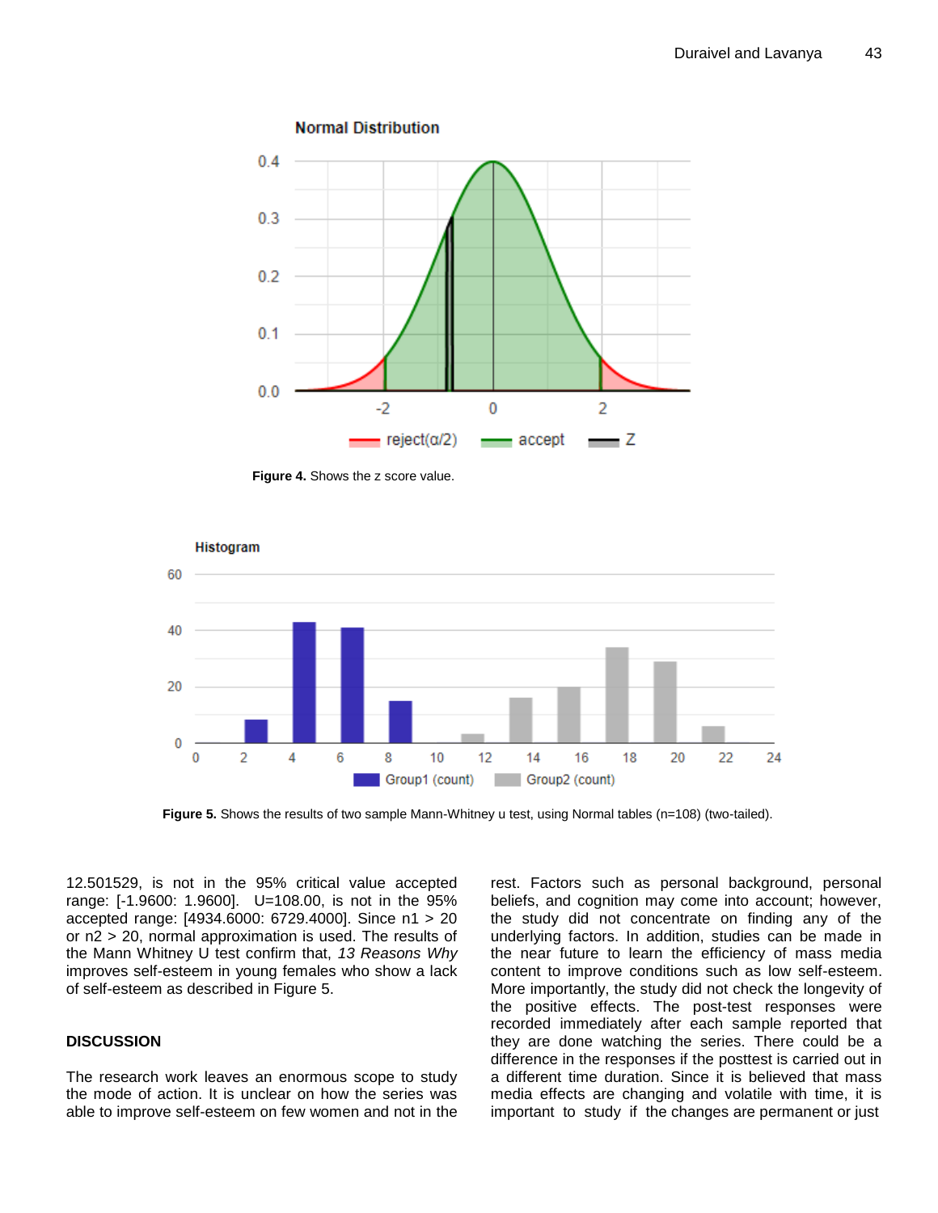Figure 4. Shows the z score value.

Figure 5. Shows the results of two sample Mann-Whitney u test, using Normal tables (n=108) (two-tailed).

12.501529, is not in the 95% critical value accepted range: [-1.9600: 1.9600]. U=108.00, is not in the 95% accepted range: [4934.6000: 6729.4000]. Since n1 > 20 or n2 > 20, normal approximation is used. The results of the Mann Whitney U test confirm that, *13 Reasons Why* improves self-esteem in young females who show a lack of self-esteem as described in Figure 5.

## DISCUSSION

The research work leaves an enormous scope to study the mode of action. It is unclear on how the series was able to improve self-esteem on few women and not in the rest. Factors such as personal background, personal beliefs, and cognition may come into account; however, the study did not concentrate on finding any of the underlying factors. In addition, studies can be made in the near future to learn the efficiency of mass media content to improve conditions such as low self-esteem. More importantly, the study did not check the longevity of the positive effects. The post-test responses were recorded immediately after each sample reported that they are done watching the series. There could be a difference in the responses if the posttest is carried out in a different time duration. Since it is believed that mass media effects are changing and volatile with time, it is important to study if the changes are permanent or just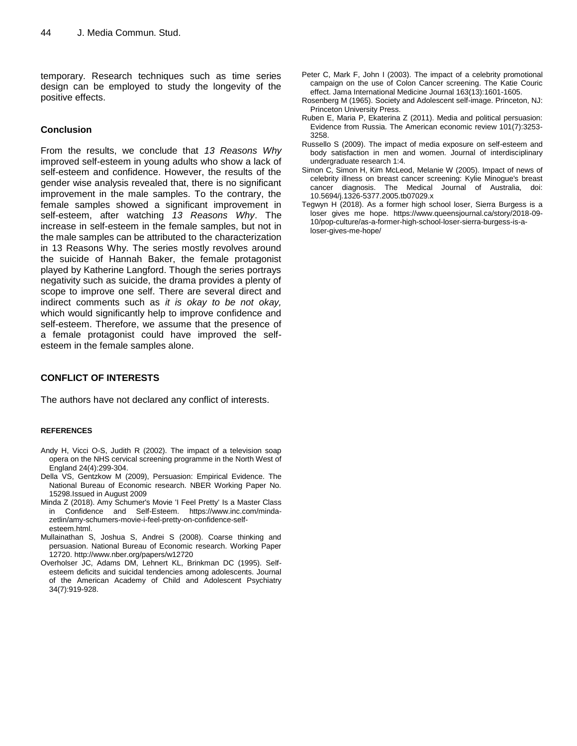temporary. Research techniques such as time series design can be employed to study the longevity of the positive effects.

## Conclusion

From the results, we conclude that *13 Reasons Why* improved self-esteem in young adults who show a lack of self-esteem and confidence. However, the results of the gender wise analysis revealed that, there is no significant improvement in the male samples. To the contrary, the female samples showed a significant improvement in self-esteem, after watching *13 Reasons Why*. The increase in self-esteem in the female samples, but not in the male samples can be attributed to the characterization in 13 Reasons Why. The series mostly revolves around the suicide of Hannah Baker, the female protagonist played by Katherine Langford. Though the series portrays negativity such as suicide, the drama provides a plenty of scope to improve one self. There are several direct and indirect comments such as *it is okay to be not okay,* which would significantly help to improve confidence and self-esteem. Therefore, we assume that the presence of a female protagonist could have improved the self-esteem in the female samples alone.

## CONFLICT OF INTERESTS

The authors have not declared any conflict of interests.

## REFERENCES

Andy H, Vicci O-S, Judith R (2002). The impact of a television soap opera on the NHS cervical screening programme in the North West of England 24(4):299-304.

Della VS, Gentzkow M (2009), Persuasion: Empirical Evidence. The National Bureau of Economic research. NBER Working Paper No. 15298.Issued in August 2009

Minda Z (2018). Amy Schumer's Movie 'I Feel Pretty' Is a Master Class in Confidence and Self-Esteem. https://www.inc.com/minda-zetlin/amy-schumers-movie-i-feel-pretty-on-confidence-self-esteem.html.

Mullainathan S, Joshua S, Andrei S (2008). Coarse thinking and persuasion. National Bureau of Economic research. Working Paper 12720. http://www.nber.org/papers/w12720

Overholser JC, Adams DM, Lehnert KL, Brinkman DC (1995). Self-esteem deficits and suicidal tendencies among adolescents. Journal of the American Academy of Child and Adolescent Psychiatry 34(7):919-928.

Peter C, Mark F, John I (2003). The impact of a celebrity promotional campaign on the use of Colon Cancer screening. The Katie Couric effect. Jama International Medicine Journal 163(13):1601-1605.

Rosenberg M (1965). Society and Adolescent self-image. Princeton, NJ: Princeton University Press.

Ruben E, Maria P, Ekaterina Z (2011). Media and political persuasion: Evidence from Russia. The American economic review 101(7):3253-3258.

Russello S (2009). The impact of media exposure on self-esteem and body satisfaction in men and women. Journal of interdisciplinary undergraduate research 1:4.

Simon C, Simon H, Kim McLeod, Melanie W (2005). Impact of news of celebrity illness on breast cancer screening: Kylie Minogue's breast cancer diagnosis. The Medical Journal of Australia, doi: 10.5694/j.1326-5377.2005.tb07029.x

Tegwyn H (2018). As a former high school loser, Sierra Burgess is a loser gives me hope. https://www.queensjournal.ca/story/2018-09-10/pop-culture/as-a-former-high-school-loser-sierra-burgess-is-a-loser-gives-me-hope/